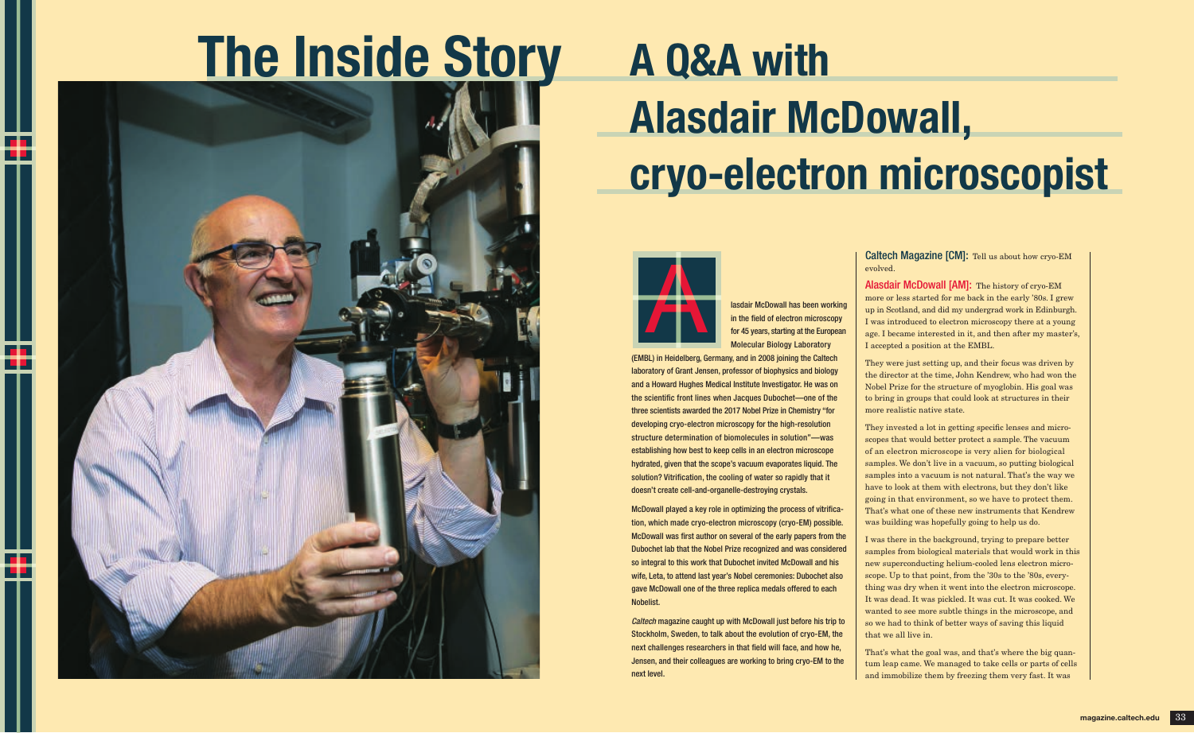# The Inside Story

# A Q&A with Alasdair McDowall, cryo-electron microscopist

Alasdair McDowall has been working in the field of electron microscopy for 45 years, starting at the European Molecular Biology Laboratory (EMBL) in Heidelberg, Germany, and in 2008 joining the Caltech laboratory of Grant Jensen, professor of biophysics and biology and a Howard Hughes Medical Institute Investigator. He was on the scientific front lines when Jacques Dubochet—one of the three scientists awarded the 2017 Nobel Prize in Chemistry "for developing cryo-electron microscopy for the high-resolution structure determination of biomolecules in solution"—was establishing how best to keep cells in an electron microscope hydrated, given that the scope's vacuum evaporates liquid. The solution? Vitrification, the cooling of water so rapidly that it doesn't create cell-and-organelle-destroying crystals.

McDowall played a key role in optimizing the process of vitrification, which made cryo-electron microscopy (cryo-EM) possible. McDowall was first author on several of the early papers from the Dubochet lab that the Nobel Prize recognized and was considered so integral to this work that Dubochet invited McDowall and his wife, Leta, to attend last year's Nobel ceremonies: Dubochet also gave McDowall one of the three replica medals offered to each Nobelist.

*Caltech* magazine caught up with McDowall just before his trip to Stockholm, Sweden, to talk about the evolution of cryo-EM, the next challenges researchers in that field will face, and how he, Jensen, and their colleagues are working to bring cryo-EM to the next level.

**Caltech Magazine [CM]:** Tell us about how cryo-EM evolved.

**Alasdair McDowall [AM]:** The history of cryo-EM more or less started for me back in the early '80s. I grew up in Scotland, and did my undergrad work in Edinburgh. I was introduced to electron microscopy there at a young age. I became interested in it, and then after my master's, I accepted a position at the EMBL.

They were just setting up, and their focus was driven by the director at the time, John Kendrew, who had won the Nobel Prize for the structure of myoglobin. His goal was to bring in groups that could look at structures in their more realistic native state.

They invested a lot in getting specific lenses and microscopes that would better protect a sample. The vacuum of an electron microscope is very alien for biological samples. We don't live in a vacuum, so putting biological samples into a vacuum is not natural. That's the way we have to look at them with electrons, but they don't like going in that environment, so we have to protect them. That's what one of these new instruments that Kendrew was building was hopefully going to help us do.

I was there in the background, trying to prepare better samples from biological materials that would work in this new superconducting helium-cooled lens electron microscope. Up to that point, from the '30s to the '80s, everything was dry when it went into the electron microscope. It was dead. It was pickled. It was cut. It was cooked. We wanted to see more subtle things in the microscope, and so we had to think of better ways of saving this liquid that we all live in.

That's what the goal was, and that's where the big quantum leap came. We managed to take cells or parts of cells and immobilize them by freezing them very fast. It was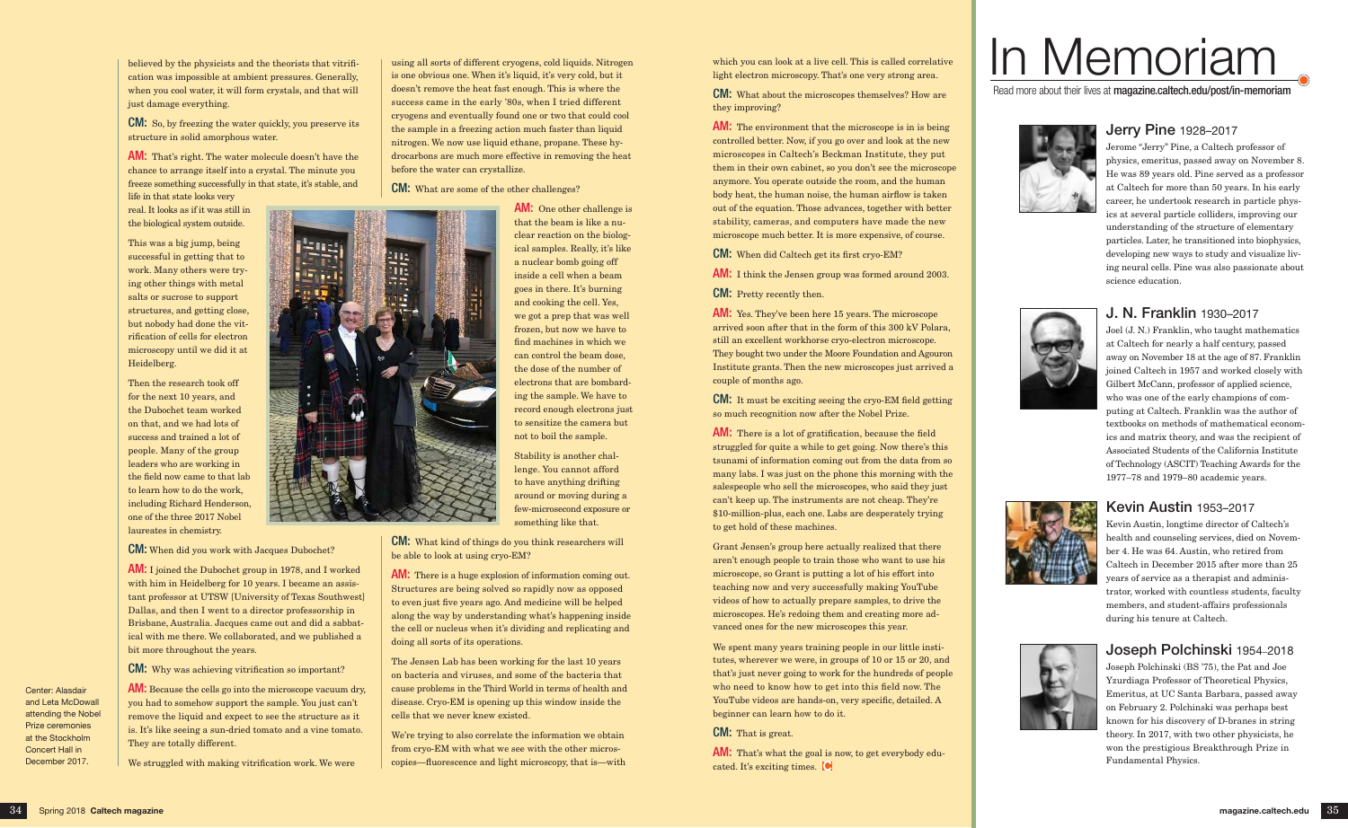believed by the physicists and the theorists that vitrification was impossible at ambient pressures. Generally, when you cool water, it will form crystals, and that will just damage everything.

**CM:** So, by freezing the water quickly, you preserve its structure in solid amorphous water.

**AM:** That's right. The water molecule doesn't have the chance to arrange itself into a crystal. The minute you freeze something successfully in that state, it's stable, and life in that state looks very real. It looks as if it was still in the biological system outside.

This was a big jump, being successful in getting that to work. Many others were trying other things with metal salts or sucrose to support structures, and getting close, but nobody had done the vitrification of cells for electron microscopy until we did it at Heidelberg.

Then the research took off for the next 10 years, and the Dubochet team worked on that, and we had lots of success and trained a lot of people. Many of the group leaders who are working in the field now came to that lab to learn how to do the work, including Richard Henderson, one of the three 2017 Nobel laureates in chemistry.

**CM:** When did you work with Jacques Dubochet?

**AM:** I joined the Dubochet group in 1978, and I worked with him in Heidelberg for 10 years. I became an assistant professor at UTSW [University of Texas Southwest] Dallas, and then I went to a director professorship in Brisbane, Australia. Jacques came out and did a sabbatical with me there. We collaborated, and we published a bit more throughout the years.

**CM:** Why was achieving vitrification so important?

**AM:** Because the cells go into the microscope vacuum dry, you had to somehow support the sample. You just can't remove the liquid and expect to see the structure as it is. It's like seeing a sun-dried tomato and a vine tomato. They are totally different.

We struggled with making vitrification work. We were using all sorts of different cryogens, cold liquids. Nitrogen is one obvious one. When it's liquid, it's very cold, but it doesn't remove the heat fast enough. This is where the success came in the early '80s, when I tried different cryogens and eventually found one or two that could cool the sample in a freezing action much faster than liquid nitrogen. We now use liquid ethane, propane. These hydrocarbons are much more effective in removing the heat before the water can crystallize.

**CM:** What are some of the other challenges?

**AM:** One other challenge is that the beam is like a nuclear reaction on the biological samples. Really, it's like a nuclear bomb going off inside a cell when a beam goes in there. It's burning and cooking the cell. Yes, we got a prep that was well frozen, but now we have to find machines in which we can control the beam dose, the dose of the number of electrons that are bombarding the sample. We have to record enough electrons just to sensitize the camera but not to boil the sample.

Stability is another challenge. You cannot afford to have anything drifting around or moving during a few-microsecond exposure or something like that.

Center: Alasdair and Leta McDowall attending the Nobel Prize ceremonies at the Stockholm Concert Hall in December 2017.

**CM:** What kind of things do you think researchers will be able to look at using cryo-EM?

**AM:** There is a huge explosion of information coming out. Structures are being solved so rapidly now as opposed to even just five years ago. And medicine will be helped along the way by understanding what's happening inside the cell or nucleus when it's dividing and replicating and doing all sorts of its operations.

The Jensen Lab has been working for the last 10 years on bacteria and viruses, and some of the bacteria that cause problems in the Third World in terms of health and disease. Cryo-EM is opening up this window inside the cells that we never knew existed.

We're trying to also correlate the information we obtain from cryo-EM with what we see with the other microscopies—fluorescence and light microscopy, that is—with which you can look at a live cell. This is called correlative light electron microscopy. That's one very strong area.

**CM:** What about the microscopes themselves? How are they improving?

**AM:** The environment that the microscope is in is being controlled better. Now, if you go over and look at the new microscopes in Caltech's Beckman Institute, they put them in their own cabinet, so you don't see the microscope anymore. You operate outside the room, and the human body heat, the human noise, the human airflow is taken out of the equation. Those advances, together with better stability, cameras, and computers have made the new microscope much better. It is more expensive, of course.

**CM:** When did Caltech get its first cryo-EM?

**AM:** I think the Jensen group was formed around 2003.

**CM:** Pretty recently then.

**AM:** Yes. They've been here 15 years. The microscope arrived soon after that in the form of this 300 kV Polara, still an excellent workhorse cryo-electron microscope. They bought two under the Moore Foundation and Agouron Institute grants. Then the new microscopes just arrived a couple of months ago.

**CM:** It must be exciting seeing the cryo-EM field getting so much recognition now after the Nobel Prize.

**AM:** There is a lot of gratification, because the field struggled for quite a while to get going. Now there's this tsunami of information coming out from the data from so many labs. I was just on the phone this morning with the salespeople who sell the microscopes, who said they just can't keep up. The instruments are not cheap. They're $10-million-plus, each one. Labs are desperately trying to get hold of these machines.

Grant Jensen's group here actually realized that there aren't enough people to train those who want to use his microscope, so Grant is putting a lot of his effort into teaching now and very successfully making YouTube videos of how to actually prepare samples, to drive the microscopes. He's redoing them and creating more advanced ones for the new microscopes this year.

We spent many years training people in our little institutes, wherever we were, in groups of 10 or 15 or 20, and that's just never going to work for the hundreds of people who need to know how to get into this field now. The YouTube videos are hands-on, very specific, detailed. A beginner can learn how to do it.

**CM:** That is great.

**AM:** That's what the goal is now, to get everybody educated. It's exciting times.

# In Memoriam

Read more about their lives at **magazine.caltech.edu/post/in-memoriam**

## Jerry Pine 1928–2017

Jerome "Jerry" Pine, a Caltech professor of physics, emeritus, passed away on November 8. He was 89 years old. Pine served as a professor at Caltech for more than 50 years. In his early career, he undertook research in particle physics at several particle colliders, improving our understanding of the structure of elementary particles. Later, he transitioned into biophysics, developing new ways to study and visualize living neural cells. Pine was also passionate about science education.

## J. N. Franklin 1930–2017

Joel (J. N.) Franklin, who taught mathematics at Caltech for nearly a half century, passed away on November 18 at the age of 87. Franklin joined Caltech in 1957 and worked closely with Gilbert McCann, professor of applied science, who was one of the early champions of computing at Caltech. Franklin was the author of textbooks on methods of mathematical economics and matrix theory, and was the recipient of Associated Students of the California Institute of Technology (ASCIT) Teaching Awards for the 1977–78 and 1979–80 academic years.

## Kevin Austin 1953–2017

Kevin Austin, longtime director of Caltech's health and counseling services, died on November 4. He was 64. Austin, who retired from Caltech in December 2015 after more than 25 years of service as a therapist and administrator, worked with countless students, faculty members, and student-affairs professionals during his tenure at Caltech.

## Joseph Polchinski 1954–2018

Joseph Polchinski (BS '75), the Pat and Joe Yzurdiaga Professor of Theoretical Physics, Emeritus, at UC Santa Barbara, passed away on February 2. Polchinski was perhaps best known for his discovery of D-branes in string theory. In 2017, with two other physicists, he won the prestigious Breakthrough Prize in Fundamental Physics.